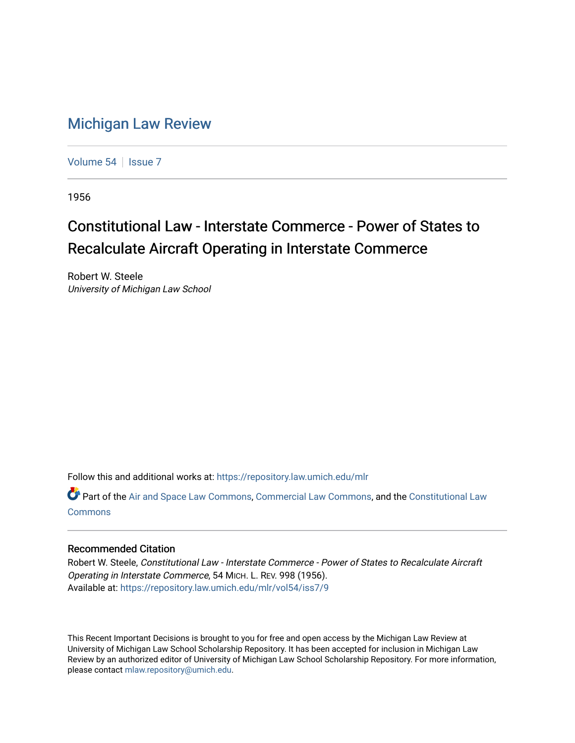# Michigan Law Review

Volume 54 | Issue 7

1956

## Constitutional Law - Interstate Commerce - Power of States to Recalculate Aircraft Operating in Interstate Commerce

Robert W. Steele
*University of Michigan Law School*

Follow this and additional works at: https://repository.law.umich.edu/mlr

Part of the Air and Space Law Commons, Commercial Law Commons, and the Constitutional Law Commons

### Recommended Citation

Robert W. Steele, *Constitutional Law - Interstate Commerce - Power of States to Recalculate Aircraft Operating in Interstate Commerce*, 54 MICH. L. REV. 998 (1956).
Available at: https://repository.law.umich.edu/mlr/vol54/iss7/9

This Recent Important Decisions is brought to you for free and open access by the Michigan Law Review at University of Michigan Law School Scholarship Repository. It has been accepted for inclusion in Michigan Law Review by an authorized editor of University of Michigan Law School Scholarship Repository. For more information, please contact mlaw.repository@umich.edu.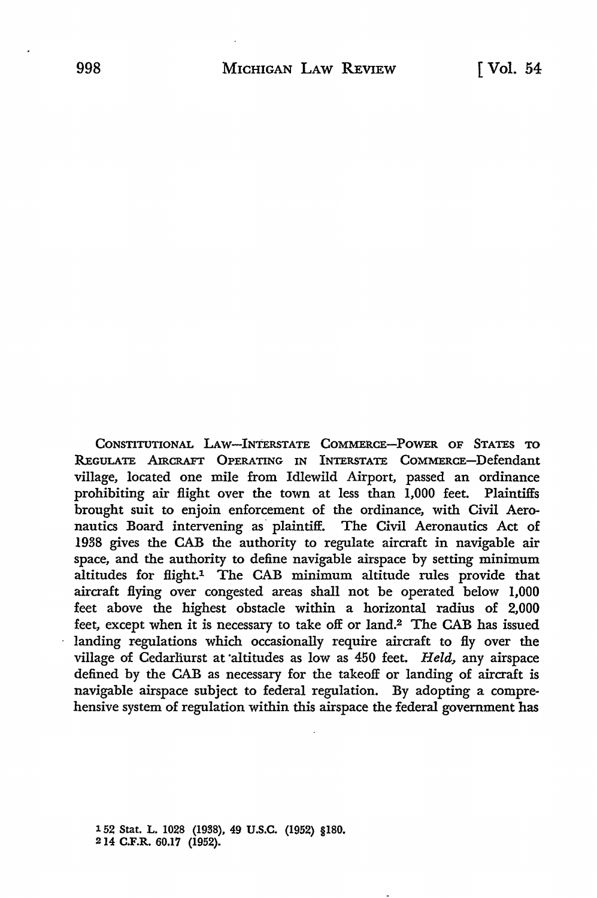CONSTITUTIONAL LAW—INTERSTATE COMMERCE—POWER OF STATES TO REGULATE AIRCRAFT OPERATING IN INTERSTATE COMMERCE—Defendant village, located one mile from Idlewild Airport, passed an ordinance prohibiting air flight over the town at less than 1,000 feet. Plaintiffs brought suit to enjoin enforcement of the ordinance, with Civil Aeronautics Board intervening as plaintiff. The Civil Aeronautics Act of 1938 gives the CAB the authority to regulate aircraft in navigable air space, and the authority to define navigable airspace by setting minimum altitudes for flight.[1] The CAB minimum altitude rules provide that aircraft flying over congested areas shall not be operated below 1,000 feet above the highest obstacle within a horizontal radius of 2,000 feet, except when it is necessary to take off or land.[2] The CAB has issued landing regulations which occasionally require aircraft to fly over the village of Cedarhurst at altitudes as low as 450 feet. *Held,* any airspace defined by the CAB as necessary for the takeoff or landing of aircraft is navigable airspace subject to federal regulation. By adopting a comprehensive system of regulation within this airspace the federal government has

[1] 52 Stat. L. 1028 (1938), 49 U.S.C. (1952) §180.
[2] 14 C.F.R. 60.17 (1952).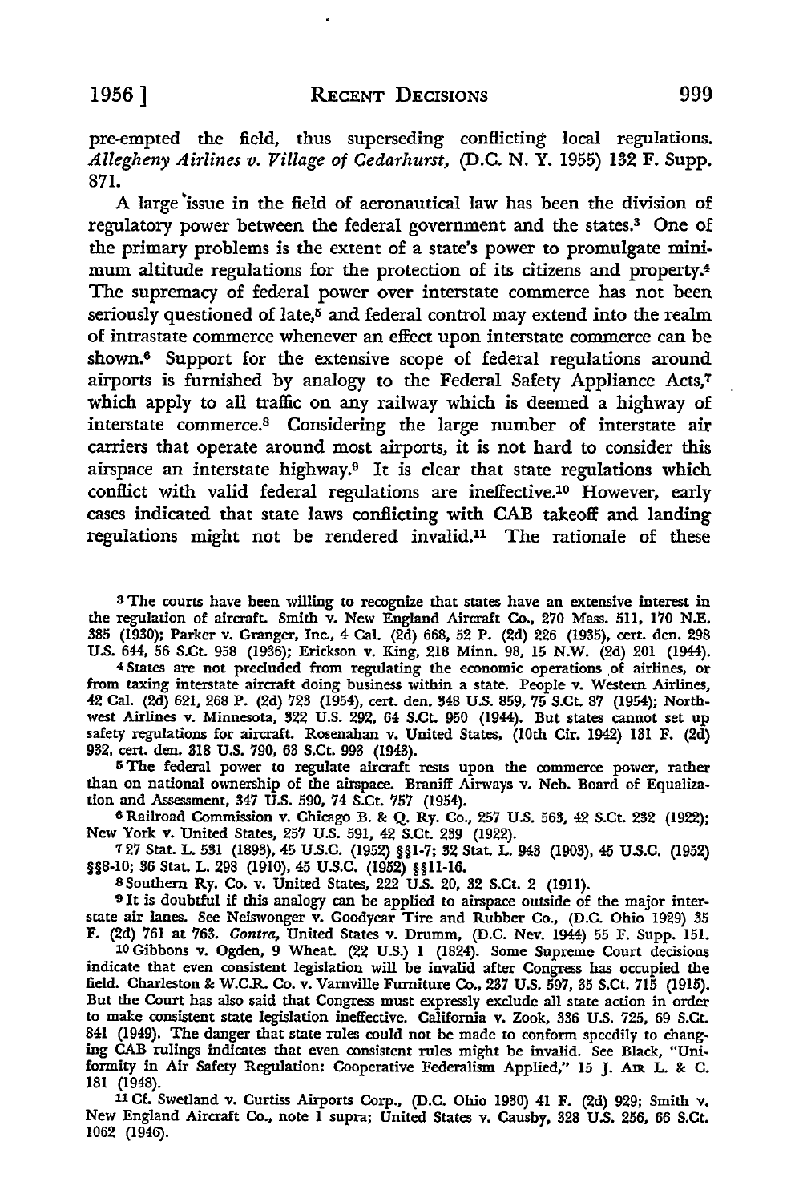pre-empted the field, thus superseding conflicting local regulations. *Allegheny Airlines v. Village of Cedarhurst,* (D.C. N. Y. 1955) 132 F. Supp. 871.

A large issue in the field of aeronautical law has been the division of regulatory power between the federal government and the states.[3] One of the primary problems is the extent of a state's power to promulgate minimum altitude regulations for the protection of its citizens and property.[4] The supremacy of federal power over interstate commerce has not been seriously questioned of late,[5] and federal control may extend into the realm of intrastate commerce whenever an effect upon interstate commerce can be shown.[6] Support for the extensive scope of federal regulations around airports is furnished by analogy to the Federal Safety Appliance Acts,[7] which apply to all traffic on any railway which is deemed a highway of interstate commerce.[8] Considering the large number of interstate air carriers that operate around most airports, it is not hard to consider this airspace an interstate highway.[9] It is clear that state regulations which conflict with valid federal regulations are ineffective.[10] However, early cases indicated that state laws conflicting with CAB takeoff and landing regulations might not be rendered invalid.[11] The rationale of these

---

[3] The courts have been willing to recognize that states have an extensive interest in the regulation of aircraft. Smith v. New England Aircraft Co., 270 Mass. 511, 170 N.E. 385 (1930); Parker v. Granger, Inc., 4 Cal. (2d) 668, 52 P. (2d) 226 (1935), cert. den. 298 U.S. 644, 56 S.Ct. 958 (1936); Erickson v. King, 218 Minn. 98, 15 N.W. (2d) 201 (1944).

[4] States are not precluded from regulating the economic operations of airlines, or from taxing interstate aircraft doing business within a state. People v. Western Airlines, 42 Cal. (2d) 621, 268 P. (2d) 723 (1954), cert. den. 348 U.S. 859, 75 S.Ct. 87 (1954); Northwest Airlines v. Minnesota, 322 U.S. 292, 64 S.Ct. 950 (1944). But states cannot set up safety regulations for aircraft. Rosenahan v. United States, (10th Cir. 1942) 131 F. (2d) 932, cert. den. 318 U.S. 790, 63 S.Ct. 993 (1943).

[5] The federal power to regulate aircraft rests upon the commerce power, rather than on national ownership of the airspace. Braniff Airways v. Neb. Board of Equalization and Assessment, 347 U.S. 590, 74 S.Ct. 757 (1954).

[6] Railroad Commission v. Chicago B. & Q. Ry. Co., 257 U.S. 563, 42 S.Ct. 232 (1922); New York v. United States, 257 U.S. 591, 42 S.Ct. 239 (1922).

[7] 27 Stat. L. 531 (1893), 45 U.S.C. (1952) §§1-7; 32 Stat. L. 943 (1903), 45 U.S.C. (1952) §§8-10; 36 Stat. L. 298 (1910), 45 U.S.C. (1952) §§11-16.

[8] Southern Ry. Co. v. United States, 222 U.S. 20, 32 S.Ct. 2 (1911).

[9] It is doubtful if this analogy can be applied to airspace outside of the major interstate air lanes. See Neiswonger v. Goodyear Tire and Rubber Co., (D.C. Ohio 1929) 35 F. (2d) 761 at 763. *Contra,* United States v. Drumm, (D.C. Nev. 1944) 55 F. Supp. 151.

[10] Gibbons v. Ogden, 9 Wheat. (22 U.S.) 1 (1824). Some Supreme Court decisions indicate that even consistent legislation will be invalid after Congress has occupied the field. Charleston & W.C.R. Co. v. Varnville Furniture Co., 237 U.S. 597, 35 S.Ct. 715 (1915). But the Court has also said that Congress must expressly exclude all state action in order to make consistent state legislation ineffective. California v. Zook, 336 U.S. 725, 69 S.Ct. 841 (1949). The danger that state rules could not be made to conform speedily to changing CAB rulings indicates that even consistent rules might be invalid. See Black, "Uniformity in Air Safety Regulation: Cooperative Federalism Applied," 15 J. AIR L. & C. 181 (1948).

[11] Cf. Swetland v. Curtiss Airports Corp., (D.C. Ohio 1930) 41 F. (2d) 929; Smith v. New England Aircraft Co., note 1 supra; United States v. Causby, 328 U.S. 256, 66 S.Ct. 1062 (1946).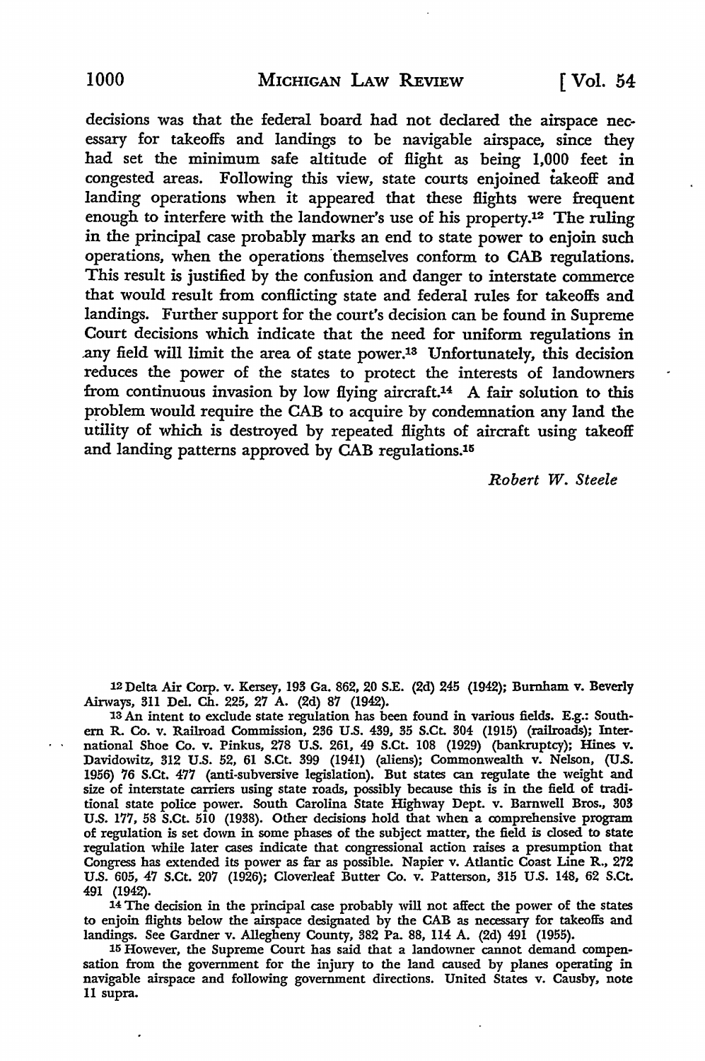decisions was that the federal board had not declared the airspace necessary for takeoffs and landings to be navigable airspace, since they had set the minimum safe altitude of flight as being 1,000 feet in congested areas. Following this view, state courts enjoined takeoff and landing operations when it appeared that these flights were frequent enough to interfere with the landowner's use of his property.[12] The ruling in the principal case probably marks an end to state power to enjoin such operations, when the operations themselves conform to CAB regulations. This result is justified by the confusion and danger to interstate commerce that would result from conflicting state and federal rules for takeoffs and landings. Further support for the court's decision can be found in Supreme Court decisions which indicate that the need for uniform regulations in any field will limit the area of state power.[13] Unfortunately, this decision reduces the power of the states to protect the interests of landowners from continuous invasion by low flying aircraft.[14] A fair solution to this problem would require the CAB to acquire by condemnation any land the utility of which is destroyed by repeated flights of aircraft using takeoff and landing patterns approved by CAB regulations.[15]

*Robert W. Steele*

---

[12] Delta Air Corp. v. Kersey, 193 Ga. 862, 20 S.E. (2d) 245 (1942); Burnham v. Beverly Airways, 311 Del. Ch. 225, 27 A. (2d) 87 (1942).

[13] An intent to exclude state regulation has been found in various fields. E.g.: Southern R. Co. v. Railroad Commission, 236 U.S. 439, 35 S.Ct. 304 (1915) (railroads); International Shoe Co. v. Pinkus, 278 U.S. 261, 49 S.Ct. 108 (1929) (bankruptcy); Hines v. Davidowitz, 312 U.S. 52, 61 S.Ct. 399 (1941) (aliens); Commonwealth v. Nelson, (U.S. 1956) 76 S.Ct. 477 (anti-subversive legislation). But states can regulate the weight and size of interstate carriers using state roads, possibly because this is in the field of traditional state police power. South Carolina State Highway Dept. v. Barnwell Bros., 303 U.S. 177, 58 S.Ct. 510 (1938). Other decisions hold that when a comprehensive program of regulation is set down in some phases of the subject matter, the field is closed to state regulation while later cases indicate that congressional action raises a presumption that Congress has extended its power as far as possible. Napier v. Atlantic Coast Line R., 272 U.S. 605, 47 S.Ct. 207 (1926); Cloverleaf Butter Co. v. Patterson, 315 U.S. 148, 62 S.Ct. 491 (1942).

[14] The decision in the principal case probably will not affect the power of the states to enjoin flights below the airspace designated by the CAB as necessary for takeoffs and landings. See Gardner v. Allegheny County, 382 Pa. 88, 114 A. (2d) 491 (1955).

[15] However, the Supreme Court has said that a landowner cannot demand compensation from the government for the injury to the land caused by planes operating in navigable airspace and following government directions. United States v. Causby, note 11 supra.